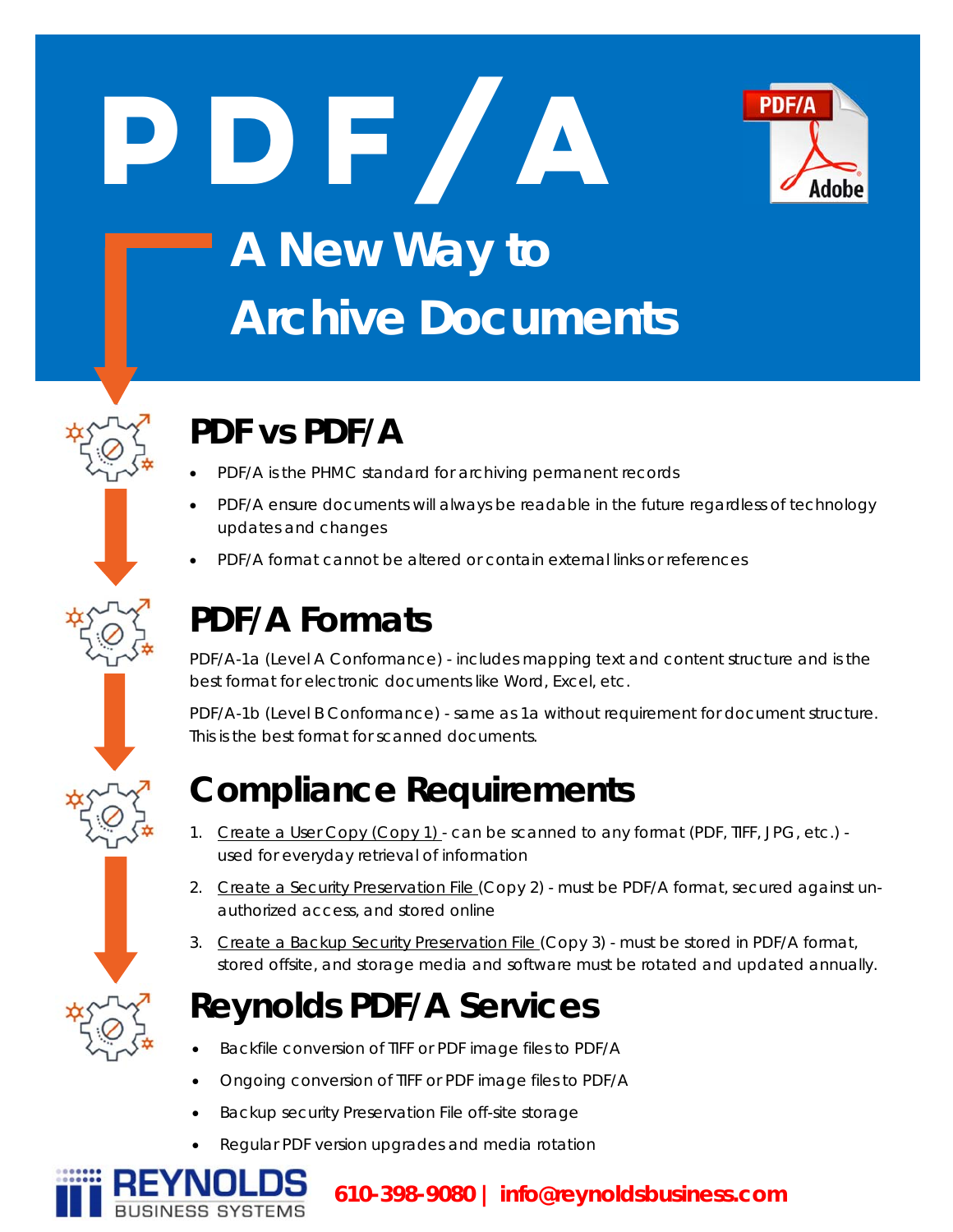# PDF/A

## A New Way to Archive Documents

## PDF vs PDF/A

- PDF/A is the PHMC standard for archiving permanent records
- PDF/A ensure documents will always be readable in the future regardless of technology updates and changes
- PDF/A format cannot be altered or contain external links or references

## PDF/A Formats

PDF/A-1a (Level A Conformance) - includes mapping text and content structure and is the best format for electronic documents like Word, Excel, etc.

PDF/A-1b (Level B Conformance) - same as 1a without requirement for document structure. This is the best format for scanned documents.

## Compliance Requirements

1. Create a User Copy (Copy 1) - can be scanned to any format (PDF, TIFF, JPG, etc.) - used for everyday retrieval of information
2. Create a Security Preservation File (Copy 2) - must be PDF/A format, secured against un-authorized access, and stored online
3. Create a Backup Security Preservation File (Copy 3) - must be stored in PDF/A format, stored offsite, and storage media and software must be rotated and updated annually.

## Reynolds PDF/A Services

- Backfile conversion of TIFF or PDF image files to PDF/A
- Ongoing conversion of TIFF or PDF image files to PDF/A
- Backup security Preservation File off-site storage
- Regular PDF version upgrades and media rotation

REYNOLDS BUSINESS SYSTEMS

610-398-9080 | info@reynoldsbusiness.com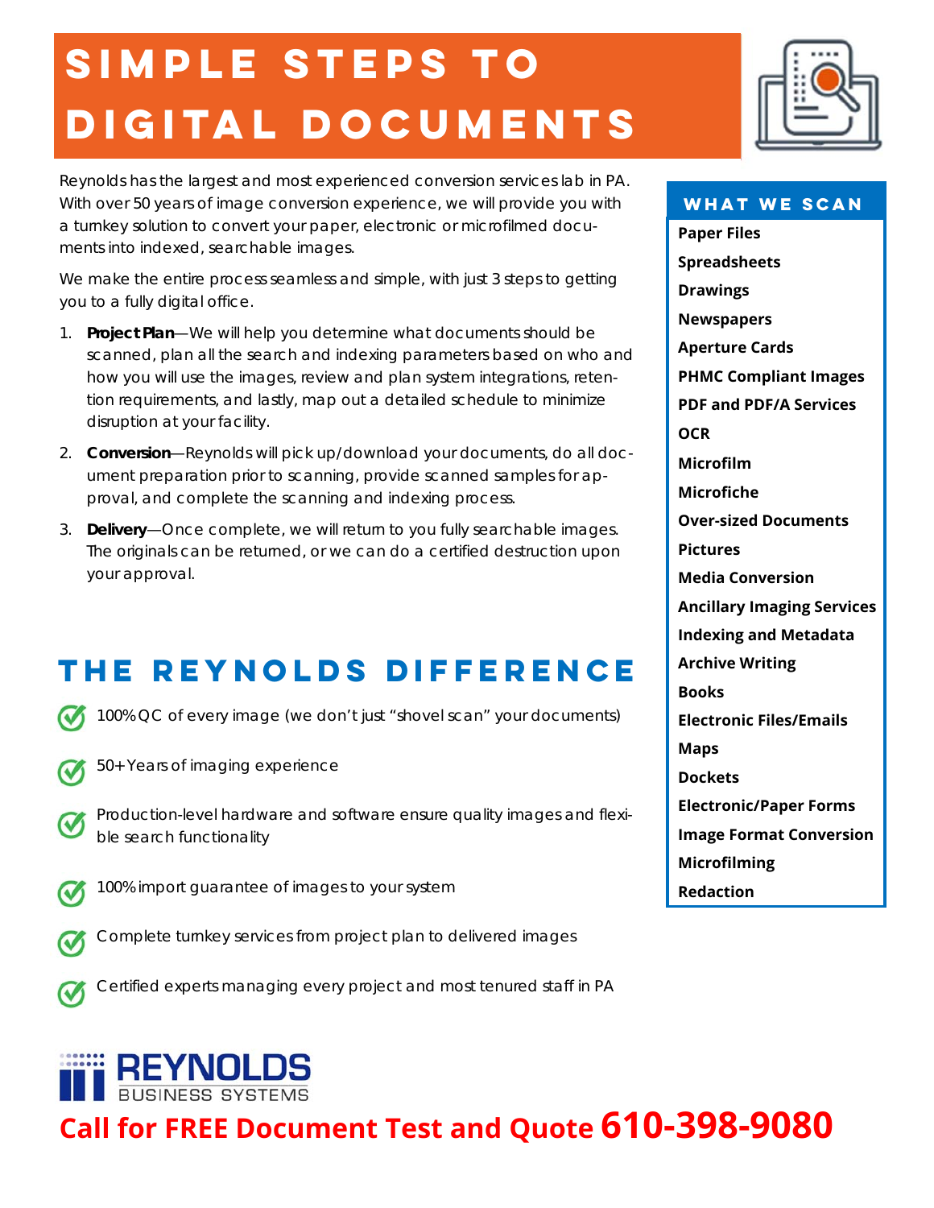# SIMPLE STEPS TO DIGITAL DOCUMENTS

Reynolds has the largest and most experienced conversion services lab in PA. With over 50 years of image conversion experience, we will provide you with a turnkey solution to convert your paper, electronic or microfilmed documents into indexed, searchable images.

We make the entire process seamless and simple, with just 3 steps to getting you to a fully digital office.

1. **Project Plan**—We will help you determine what documents should be scanned, plan all the search and indexing parameters based on who and how you will use the images, review and plan system integrations, retention requirements, and lastly, map out a detailed schedule to minimize disruption at your facility.
2. **Conversion**—Reynolds will pick up/download your documents, do all document preparation prior to scanning, provide scanned samples for approval, and complete the scanning and indexing process.
3. **Delivery**—Once complete, we will return to you fully searchable images. The originals can be returned, or we can do a certified destruction upon your approval.

## WHAT WE SCAN

- Paper Files
- Spreadsheets
- Drawings
- Newspapers
- Aperture Cards
- PHMC Compliant Images
- PDF and PDF/A Services
- OCR
- Microfilm
- Microfiche
- Over-sized Documents
- Pictures
- Media Conversion
- Ancillary Imaging Services
- Indexing and Metadata
- Archive Writing
- Books
- Electronic Files/Emails
- Maps
- Dockets
- Electronic/Paper Forms
- Image Format Conversion
- Microfilming
- Redaction

## THE REYNOLDS DIFFERENCE

- 100% QC of every image (we don't just "shovel scan" your documents)
- 50+ Years of imaging experience
- Production-level hardware and software ensure quality images and flexible search functionality
- 100% import guarantee of images to your system
- Complete turnkey services from project plan to delivered images
- Certified experts managing every project and most tenured staff in PA

REYNOLDS BUSINESS SYSTEMS

**Call for FREE Document Test and Quote 610-398-9080**